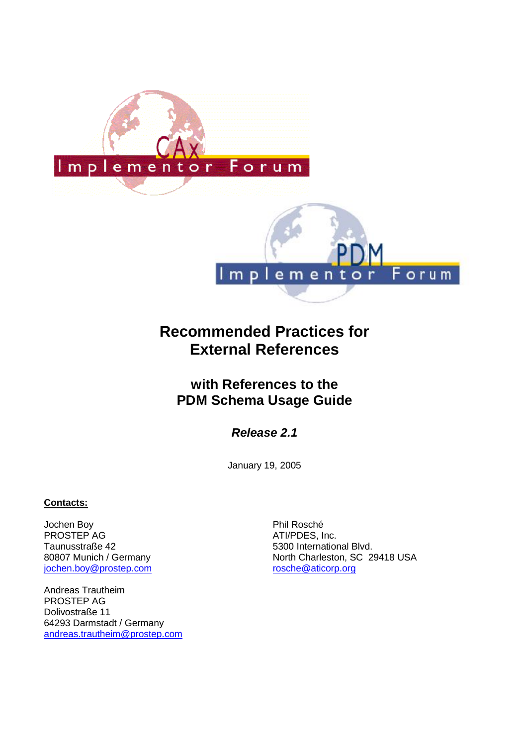# Recommended Practices for External References

## with References to the PDM Schema Usage Guide

***Release 2.1***

January 19, 2005

**Contacts:**

Jochen Boy
PROSTEP AG
Taunusstraße 42
80807 Munich / Germany
jochen.boy@prostep.com

Phil Rosché
ATI/PDES, Inc.
5300 International Blvd.
North Charleston, SC 29418 USA
rosche@aticorp.org

Andreas Trautheim
PROSTEP AG
Dolivostraße 11
64293 Darmstadt / Germany
andreas.trautheim@prostep.com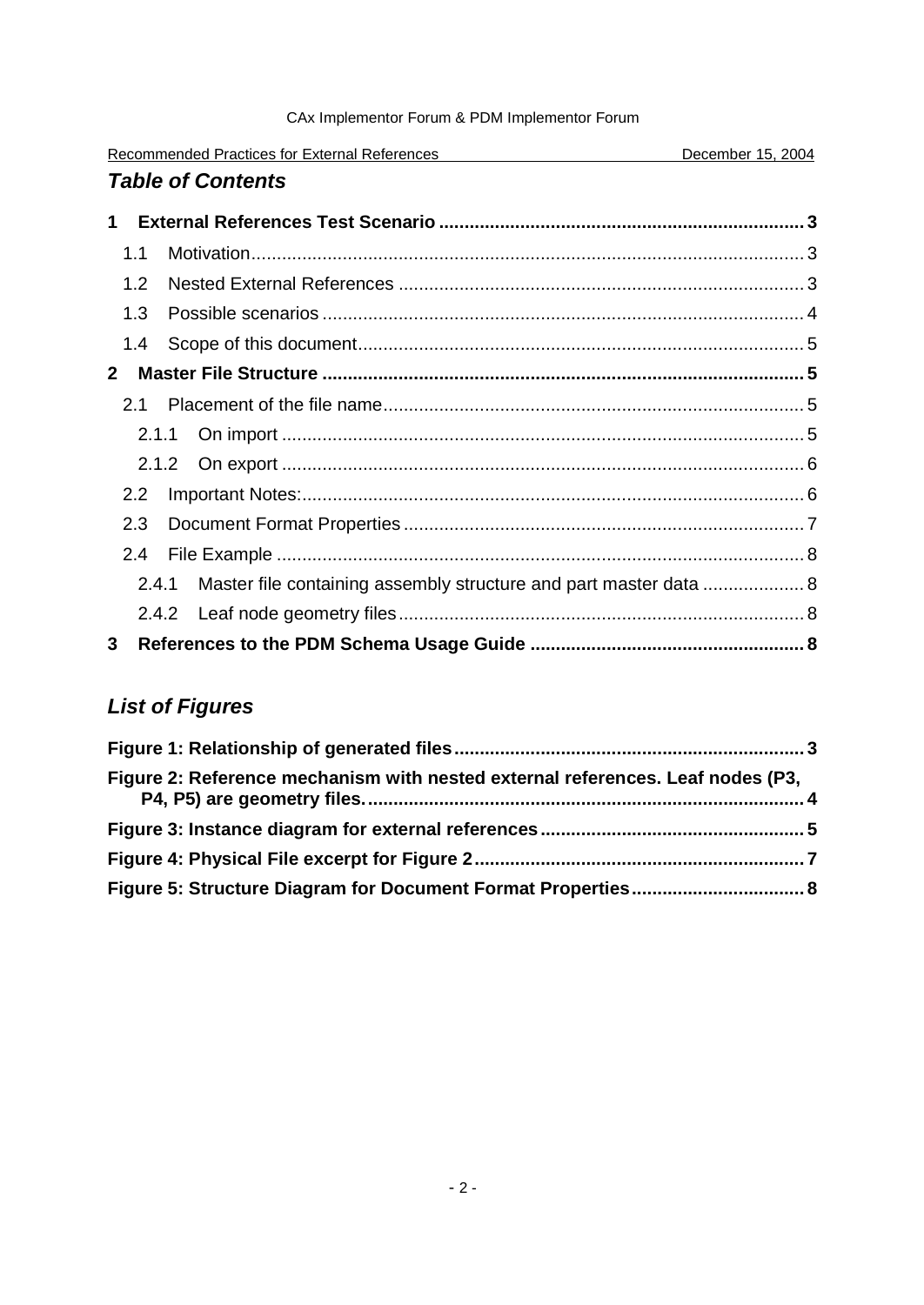## *Table of Contents*

**1 External References Test Scenario ........................................................................ 3**

1.1 Motivation ............................................................................................................ 3

1.2 Nested External References ............................................................................... 3

1.3 Possible scenarios .............................................................................................. 4

1.4 Scope of this document ....................................................................................... 5

**2 Master File Structure ............................................................................................. 5**

2.1 Placement of the file name .................................................................................. 5

2.1.1 On import ...................................................................................................... 5

2.1.2 On export ...................................................................................................... 6

2.2 Important Notes: .................................................................................................. 6

2.3 Document Format Properties .............................................................................. 7

2.4 File Example ........................................................................................................ 8

2.4.1 Master file containing assembly structure and part master data .................... 8

2.4.2 Leaf node geometry files ............................................................................... 8

**3 References to the PDM Schema Usage Guide ..................................................... 8**

## *List of Figures*

**Figure 1: Relationship of generated files ..................................................................... 3**

**Figure 2: Reference mechanism with nested external references. Leaf nodes (P3, P4, P5) are geometry files. ..................................................................................... 4**

**Figure 3: Instance diagram for external references .................................................... 5**

**Figure 4: Physical File excerpt for Figure 2 ................................................................ 7**

**Figure 5: Structure Diagram for Document Format Properties ................................... 8**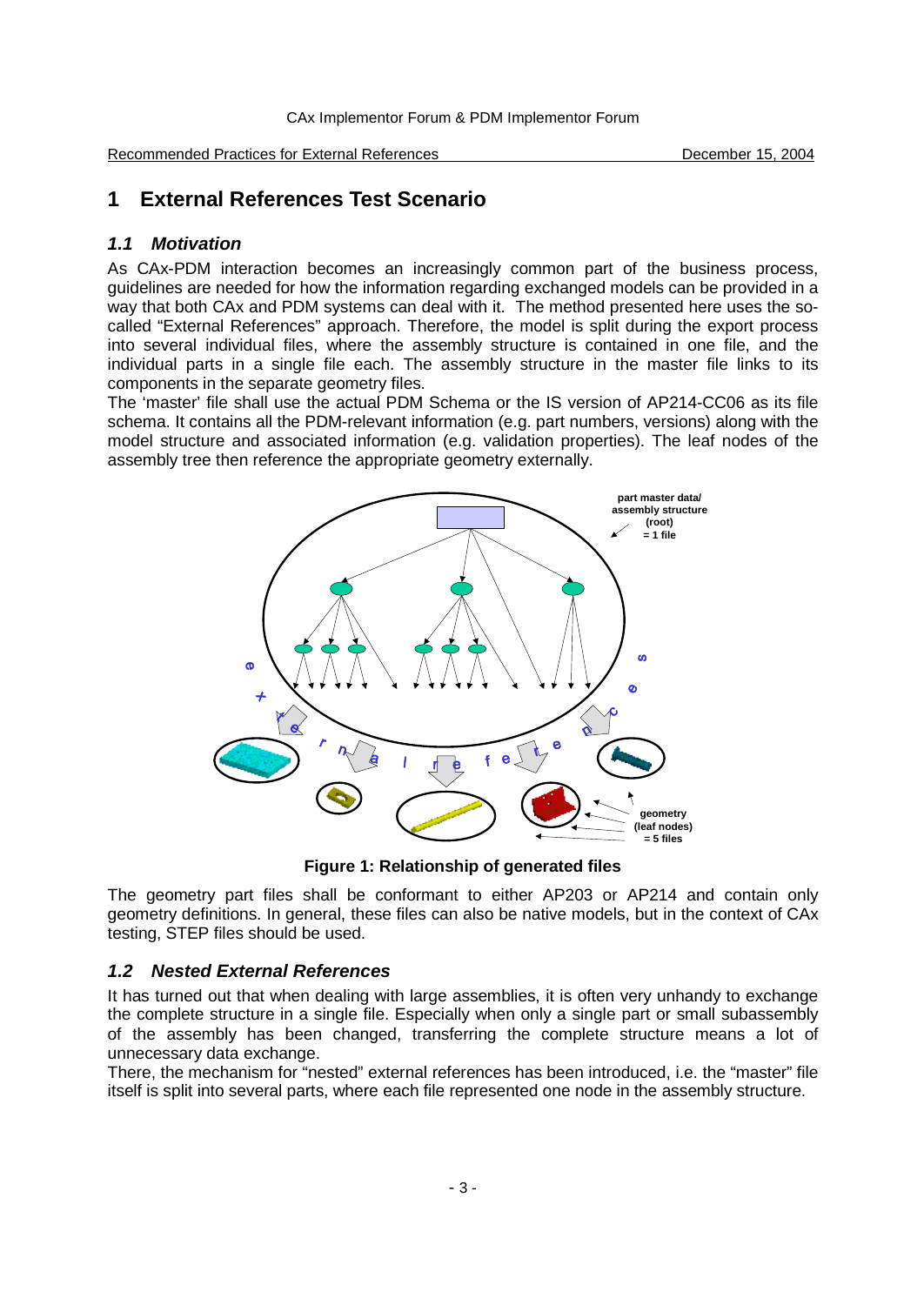# 1 External References Test Scenario

## 1.1 Motivation

As CAx-PDM interaction becomes an increasingly common part of the business process, guidelines are needed for how the information regarding exchanged models can be provided in a way that both CAx and PDM systems can deal with it. The method presented here uses the so-called "External References" approach. Therefore, the model is split during the export process into several individual files, where the assembly structure is contained in one file, and the individual parts in a single file each. The assembly structure in the master file links to its components in the separate geometry files.

The 'master' file shall use the actual PDM Schema or the IS version of AP214-CC06 as its file schema. It contains all the PDM-relevant information (e.g. part numbers, versions) along with the model structure and associated information (e.g. validation properties). The leaf nodes of the assembly tree then reference the appropriate geometry externally.

**Figure 1: Relationship of generated files**

The geometry part files shall be conformant to either AP203 or AP214 and contain only geometry definitions. In general, these files can also be native models, but in the context of CAx testing, STEP files should be used.

## 1.2 Nested External References

It has turned out that when dealing with large assemblies, it is often very unhandy to exchange the complete structure in a single file. Especially when only a single part or small subassembly of the assembly has been changed, transferring the complete structure means a lot of unnecessary data exchange.

There, the mechanism for "nested" external references has been introduced, i.e. the "master" file itself is split into several parts, where each file represented one node in the assembly structure.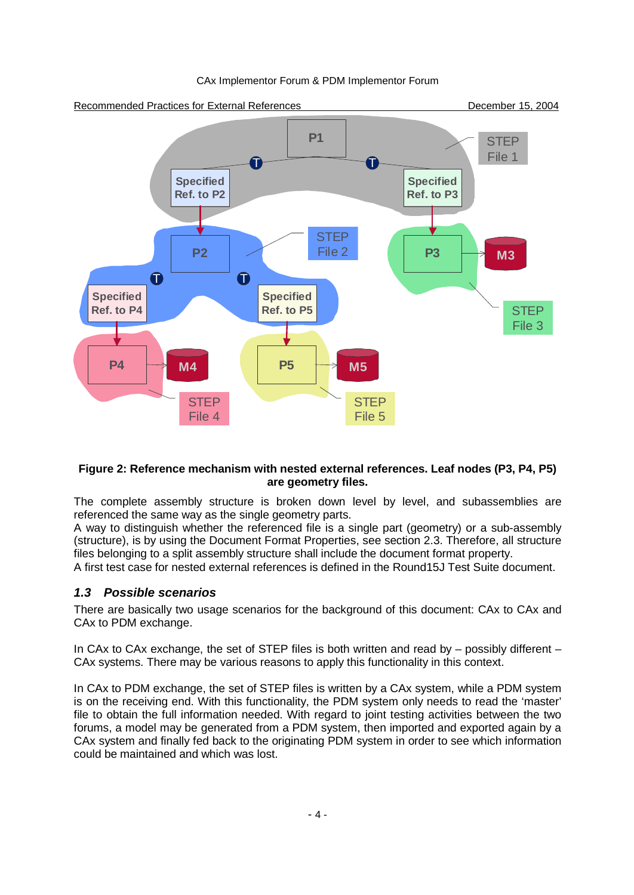**Figure 2: Reference mechanism with nested external references. Leaf nodes (P3, P4, P5) are geometry files.**

The complete assembly structure is broken down level by level, and subassemblies are referenced the same way as the single geometry parts.
A way to distinguish whether the referenced file is a single part (geometry) or a sub-assembly (structure), is by using the Document Format Properties, see section 2.3. Therefore, all structure files belonging to a split assembly structure shall include the document format property.
A first test case for nested external references is defined in the Round15J Test Suite document.

## *1.3 Possible scenarios*

There are basically two usage scenarios for the background of this document: CAx to CAx and CAx to PDM exchange.

In CAx to CAx exchange, the set of STEP files is both written and read by – possibly different – CAx systems. There may be various reasons to apply this functionality in this context.

In CAx to PDM exchange, the set of STEP files is written by a CAx system, while a PDM system is on the receiving end. With this functionality, the PDM system only needs to read the 'master' file to obtain the full information needed. With regard to joint testing activities between the two forums, a model may be generated from a PDM system, then imported and exported again by a CAx system and finally fed back to the originating PDM system in order to see which information could be maintained and which was lost.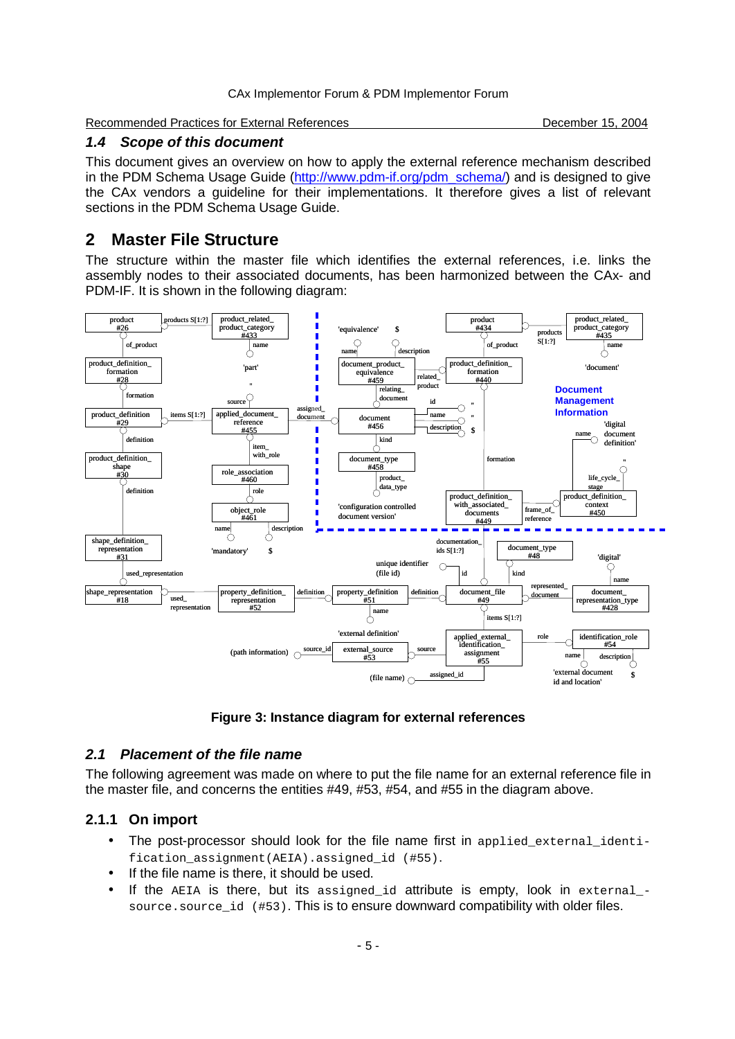## 1.4 Scope of this document

This document gives an overview on how to apply the external reference mechanism described in the PDM Schema Usage Guide (http://www.pdm-if.org/pdm_schema/) and is designed to give the CAx vendors a guideline for their implementations. It therefore gives a list of relevant sections in the PDM Schema Usage Guide.

# 2 Master File Structure

The structure within the master file which identifies the external references, i.e. links the assembly nodes to their associated documents, has been harmonized between the CAx- and PDM-IF. It is shown in the following diagram:

**Figure 3: Instance diagram for external references**

## 2.1 Placement of the file name

The following agreement was made on where to put the file name for an external reference file in the master file, and concerns the entities #49, #53, #54, and #55 in the diagram above.

### 2.1.1 On import

- The post-processor should look for the file name first in `applied_external_identification_assignment(AEIA).assigned_id (#55)`.
- If the file name is there, it should be used.
- If the `AEIA` is there, but its `assigned_id` attribute is empty, look in `external_source.source_id (#53)`. This is to ensure downward compatibility with older files.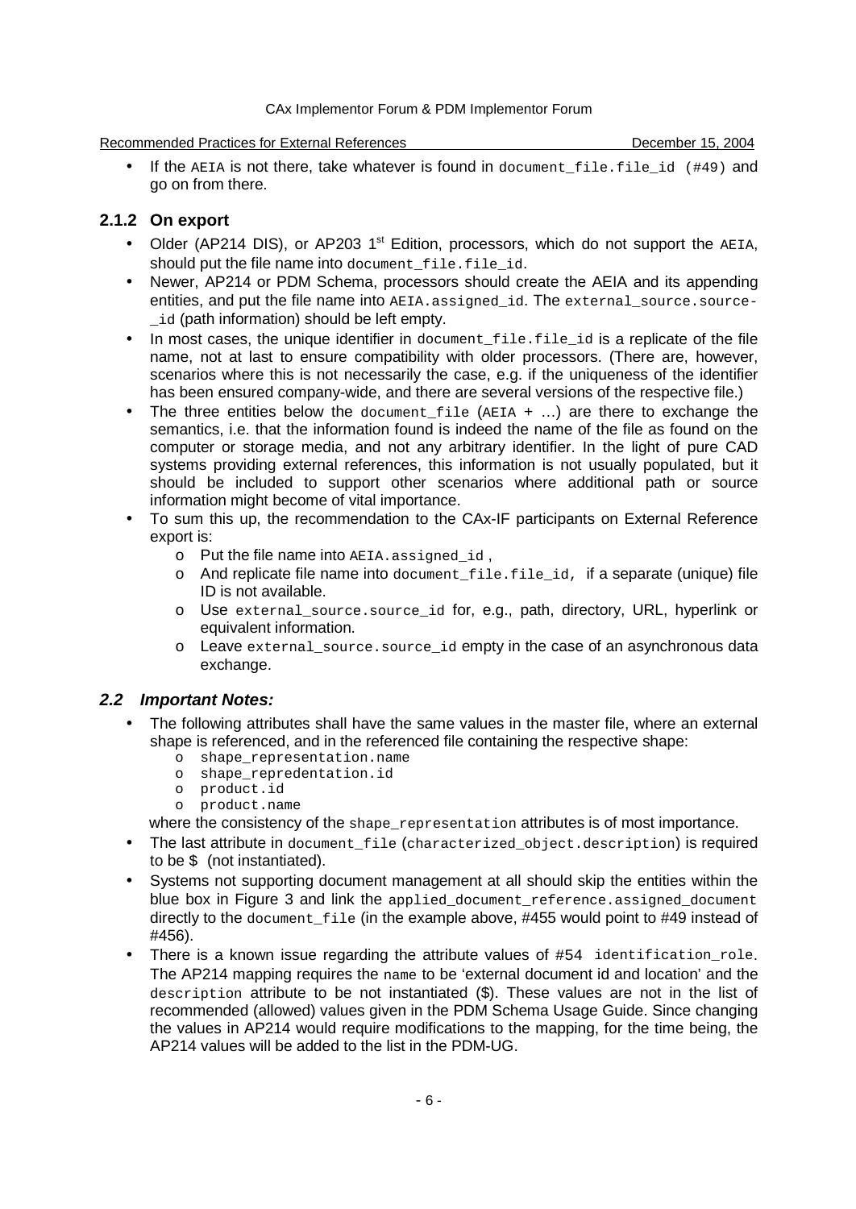- If the AEIA is not there, take whatever is found in document_file.file_id (#49) and go on from there.

### 2.1.2 On export

- Older (AP214 DIS), or AP203 1st Edition, processors, which do not support the AEIA, should put the file name into document_file.file_id.
- Newer, AP214 or PDM Schema, processors should create the AEIA and its appending entities, and put the file name into AEIA.assigned_id. The external_source.source-_id (path information) should be left empty.
- In most cases, the unique identifier in document_file.file_id is a replicate of the file name, not at last to ensure compatibility with older processors. (There are, however, scenarios where this is not necessarily the case, e.g. if the uniqueness of the identifier has been ensured company-wide, and there are several versions of the respective file.)
- The three entities below the document_file (AEIA + …) are there to exchange the semantics, i.e. that the information found is indeed the name of the file as found on the computer or storage media, and not any arbitrary identifier. In the light of pure CAD systems providing external references, this information is not usually populated, but it should be included to support other scenarios where additional path or source information might become of vital importance.
- To sum this up, the recommendation to the CAx-IF participants on External Reference export is:
  - Put the file name into AEIA.assigned_id ,
  - And replicate file name into document_file.file_id, if a separate (unique) file ID is not available.
  - Use external_source.source_id for, e.g., path, directory, URL, hyperlink or equivalent information.
  - Leave external_source.source_id empty in the case of an asynchronous data exchange.

## *2.2 Important Notes:*

- The following attributes shall have the same values in the master file, where an external shape is referenced, and in the referenced file containing the respective shape:
  - shape_representation.name
  - shape_repredentation.id
  - product.id
  - product.name

  where the consistency of the shape_representation attributes is of most importance.
- The last attribute in document_file (characterized_object.description) is required to be $ (not instantiated).
- Systems not supporting document management at all should skip the entities within the blue box in Figure 3 and link the applied_document_reference.assigned_document directly to the document_file (in the example above, #455 would point to #49 instead of #456).
- There is a known issue regarding the attribute values of #54 identification_role. The AP214 mapping requires the name to be 'external document id and location' and the description attribute to be not instantiated ($). These values are not in the list of recommended (allowed) values given in the PDM Schema Usage Guide. Since changing the values in AP214 would require modifications to the mapping, for the time being, the AP214 values will be added to the list in the PDM-UG.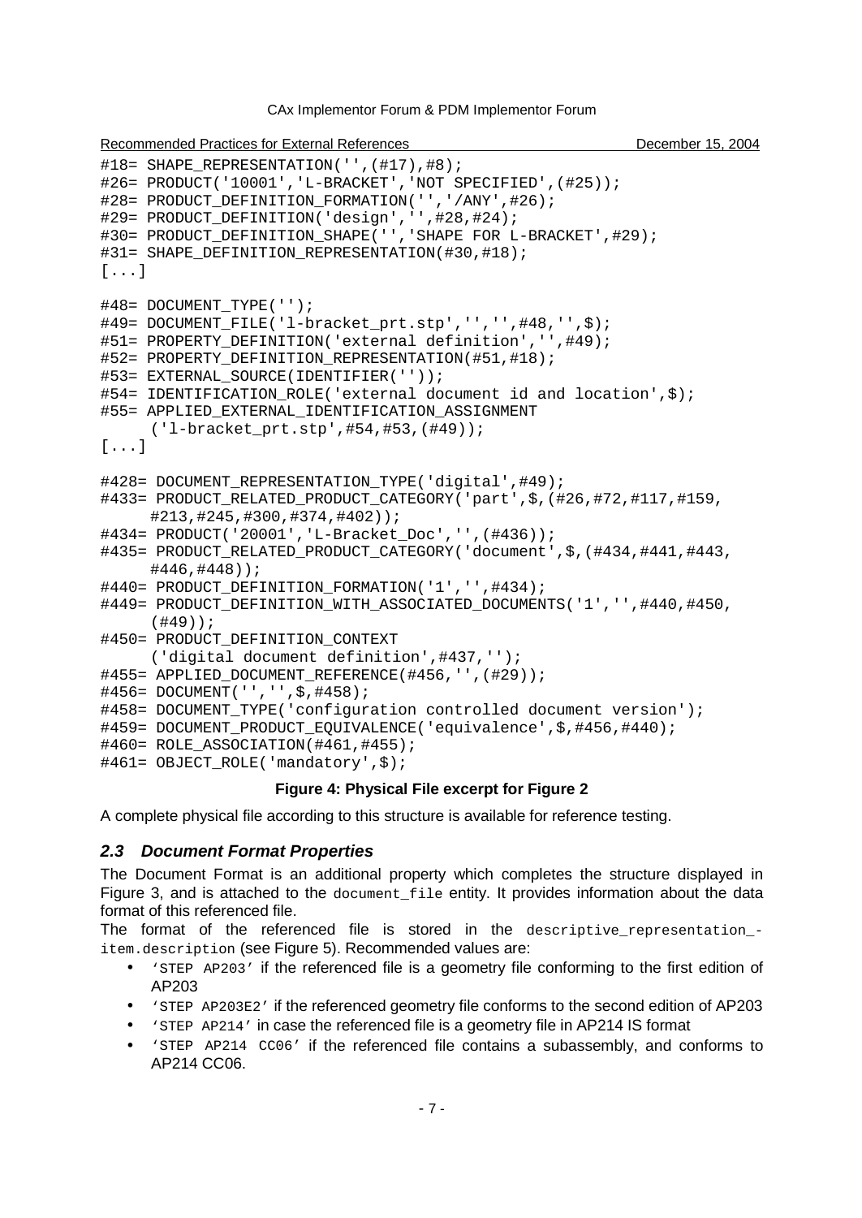```
#18= SHAPE_REPRESENTATION('',(#17),#8);
#26= PRODUCT('10001','L-BRACKET','NOT SPECIFIED',(#25));
#28= PRODUCT_DEFINITION_FORMATION('','/ANY',#26);
#29= PRODUCT_DEFINITION('design','',#28,#24);
#30= PRODUCT_DEFINITION_SHAPE('','SHAPE FOR L-BRACKET',#29);
#31= SHAPE_DEFINITION_REPRESENTATION(#30,#18);
[...]

#48= DOCUMENT_TYPE('');
#49= DOCUMENT_FILE('l-bracket_prt.stp','','',#48,'',$);
#51= PROPERTY_DEFINITION('external definition','',#49);
#52= PROPERTY_DEFINITION_REPRESENTATION(#51,#18);
#53= EXTERNAL_SOURCE(IDENTIFIER(''));
#54= IDENTIFICATION_ROLE('external document id and location',$);
#55= APPLIED_EXTERNAL_IDENTIFICATION_ASSIGNMENT
     ('l-bracket_prt.stp',#54,#53,(#49));
[...]

#428= DOCUMENT_REPRESENTATION_TYPE('digital',#49);
#433= PRODUCT_RELATED_PRODUCT_CATEGORY('part',$,(#26,#72,#117,#159,
     #213,#245,#300,#374,#402));
#434= PRODUCT('20001','L-Bracket_Doc','',(#436));
#435= PRODUCT_RELATED_PRODUCT_CATEGORY('document',$,(#434,#441,#443,
     #446,#448));
#440= PRODUCT_DEFINITION_FORMATION('1','',#434);
#449= PRODUCT_DEFINITION_WITH_ASSOCIATED_DOCUMENTS('1','',#440,#450,
     (#49));
#450= PRODUCT_DEFINITION_CONTEXT
     ('digital document definition',#437,'');
#455= APPLIED_DOCUMENT_REFERENCE(#456,'',(#29));
#456= DOCUMENT('','',$,#458);
#458= DOCUMENT_TYPE('configuration controlled document version');
#459= DOCUMENT_PRODUCT_EQUIVALENCE('equivalence',$,#456,#440);
#460= ROLE_ASSOCIATION(#461,#455);
#461= OBJECT_ROLE('mandatory',$);
```

**Figure 4: Physical File excerpt for Figure 2**

A complete physical file according to this structure is available for reference testing.

### *2.3 Document Format Properties*

The Document Format is an additional property which completes the structure displayed in Figure 3, and is attached to the `document_file` entity. It provides information about the data format of this referenced file.

The format of the referenced file is stored in the `descriptive_representation_item.description` (see Figure 5). Recommended values are:

- `'STEP AP203'` if the referenced file is a geometry file conforming to the first edition of AP203
- `'STEP AP203E2'` if the referenced geometry file conforms to the second edition of AP203
- `'STEP AP214'` in case the referenced file is a geometry file in AP214 IS format
- `'STEP AP214 CC06'` if the referenced file contains a subassembly, and conforms to AP214 CC06.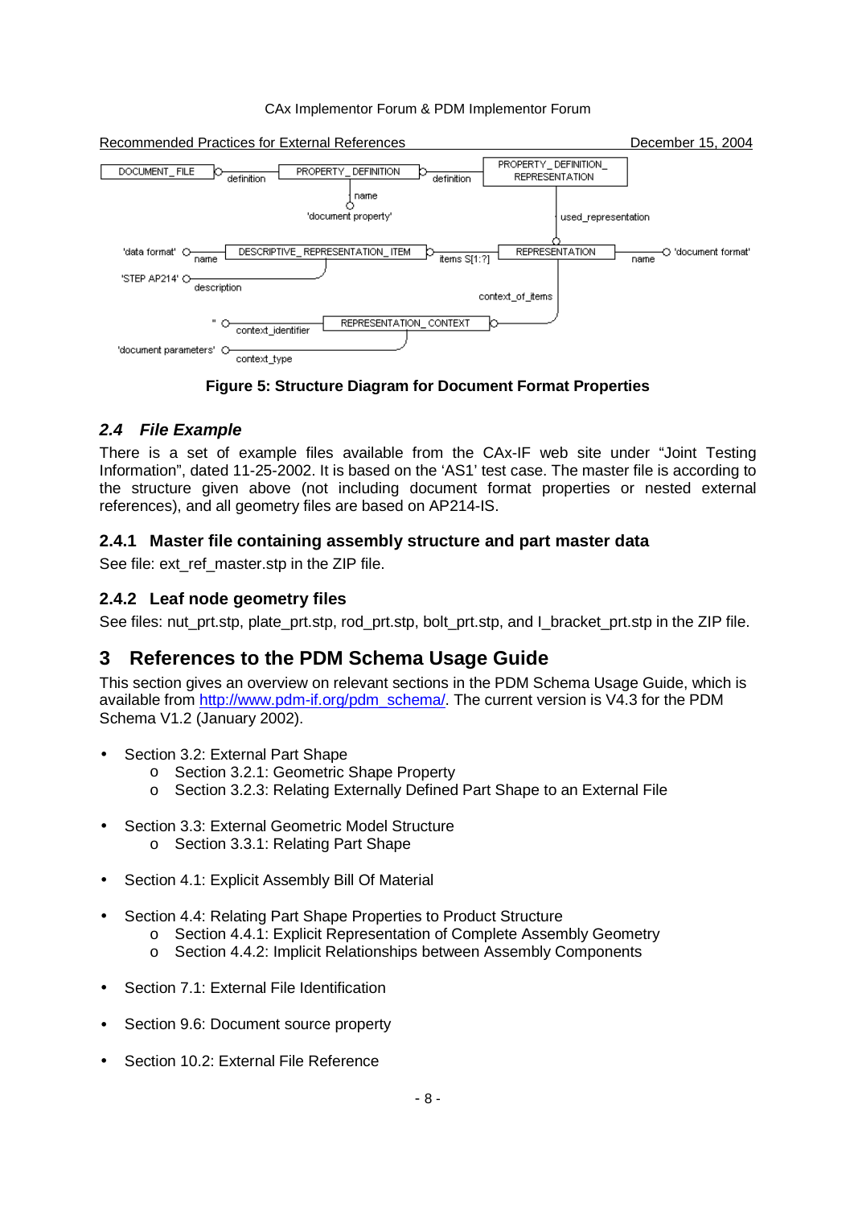DOCUMENT_FILE
definition
PROPERTY_DEFINITION
definition
PROPERTY_DEFINITION_REPRESENTATION
name
'document property'
used_representation
'data format'
name
DESCRIPTIVE_REPRESENTATION_ITEM
items S[1:?]
REPRESENTATION
name
'document format'
'STEP AP214'
description
context_of_items
''
context_identifier
REPRESENTATION_CONTEXT
'document parameters'
context_type

**Figure 5: Structure Diagram for Document Format Properties**

## *2.4 File Example*

There is a set of example files available from the CAx-IF web site under “Joint Testing Information”, dated 11-25-2002. It is based on the ‘AS1’ test case. The master file is according to the structure given above (not including document format properties or nested external references), and all geometry files are based on AP214-IS.

### 2.4.1 Master file containing assembly structure and part master data

See file: ext_ref_master.stp in the ZIP file.

### 2.4.2 Leaf node geometry files

See files: nut_prt.stp, plate_prt.stp, rod_prt.stp, bolt_prt.stp, and l_bracket_prt.stp in the ZIP file.

# 3 References to the PDM Schema Usage Guide

This section gives an overview on relevant sections in the PDM Schema Usage Guide, which is available from http://www.pdm-if.org/pdm_schema/. The current version is V4.3 for the PDM Schema V1.2 (January 2002).

- Section 3.2: External Part Shape
  - Section 3.2.1: Geometric Shape Property
  - Section 3.2.3: Relating Externally Defined Part Shape to an External File
- Section 3.3: External Geometric Model Structure
  - Section 3.3.1: Relating Part Shape
- Section 4.1: Explicit Assembly Bill Of Material
- Section 4.4: Relating Part Shape Properties to Product Structure
  - Section 4.4.1: Explicit Representation of Complete Assembly Geometry
  - Section 4.4.2: Implicit Relationships between Assembly Components
- Section 7.1: External File Identification
- Section 9.6: Document source property
- Section 10.2: External File Reference